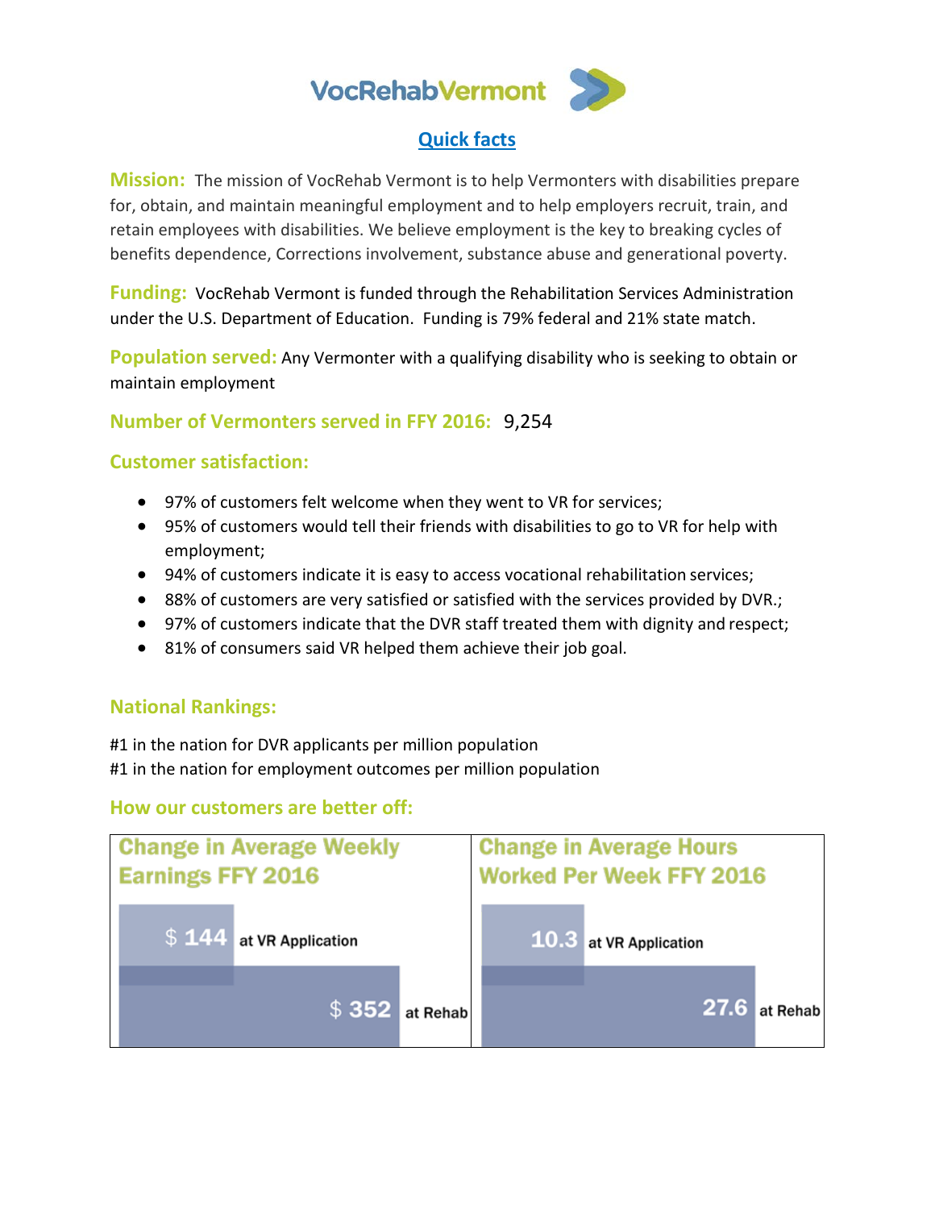# VocRehabVermont

## Quick facts

**Mission:** The mission of VocRehab Vermont is to help Vermonters with disabilities prepare for, obtain, and maintain meaningful employment and to help employers recruit, train, and retain employees with disabilities. We believe employment is the key to breaking cycles of benefits dependence, Corrections involvement, substance abuse and generational poverty.

**Funding:** VocRehab Vermont is funded through the Rehabilitation Services Administration under the U.S. Department of Education. Funding is 79% federal and 21% state match.

**Population served:** Any Vermonter with a qualifying disability who is seeking to obtain or maintain employment

**Number of Vermonters served in FFY 2016:** 9,254

### Customer satisfaction:

- 97% of customers felt welcome when they went to VR for services;
- 95% of customers would tell their friends with disabilities to go to VR for help with employment;
- 94% of customers indicate it is easy to access vocational rehabilitation services;
- 88% of customers are very satisfied or satisfied with the services provided by DVR.;
- 97% of customers indicate that the DVR staff treated them with dignity and respect;
- 81% of consumers said VR helped them achieve their job goal.

### National Rankings:

#1 in the nation for DVR applicants per million population
#1 in the nation for employment outcomes per million population

### How our customers are better off:

| Change in Average Weekly Earnings FFY 2016 | | Change in Average Hours Worked Per Week FFY 2016 | |
|---|---|---|---|
| $ 144 | at VR Application | 10.3 | at VR Application |
| $ 352 | at Rehab | 27.6 | at Rehab |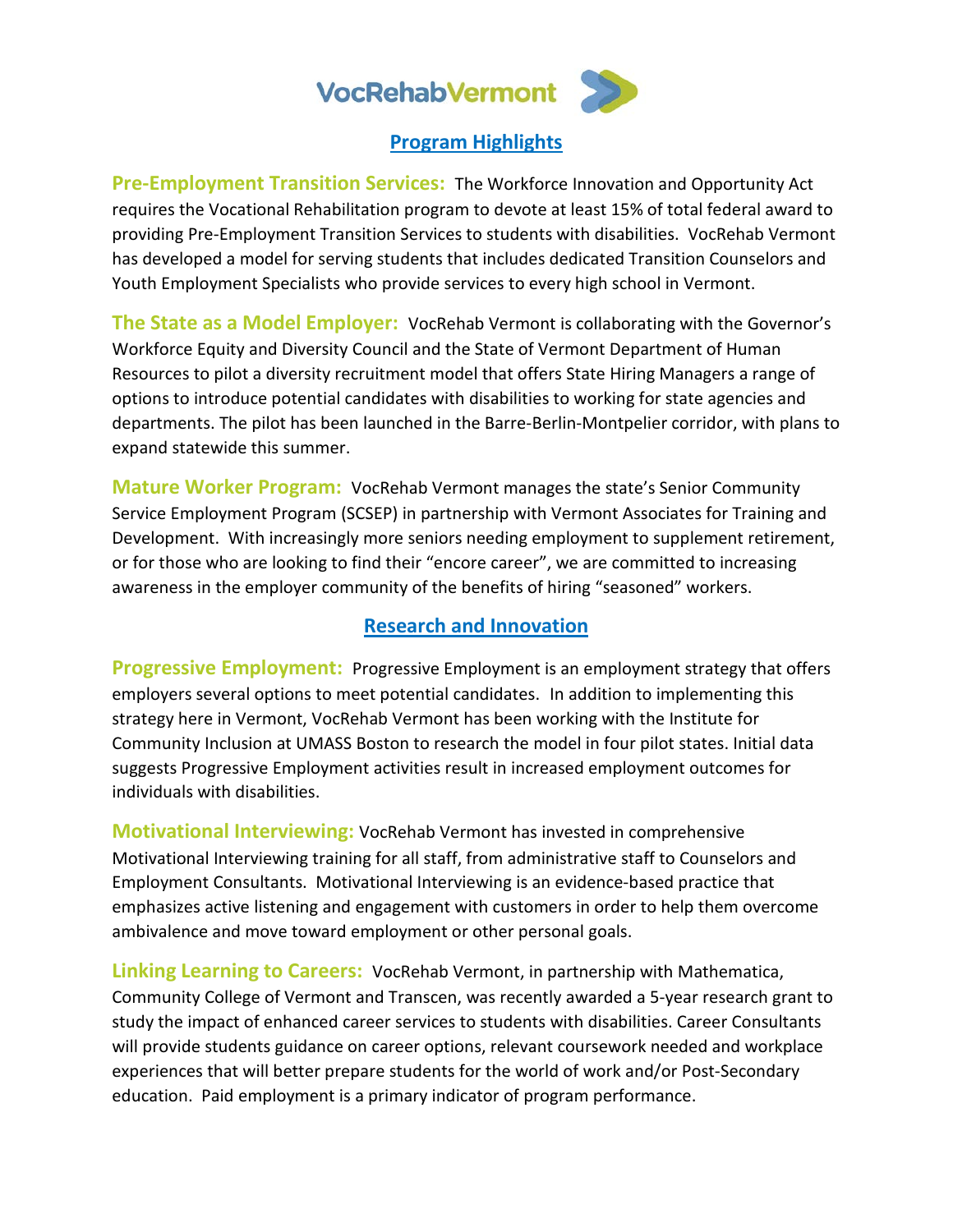VocRehabVermont

## Program Highlights

**Pre-Employment Transition Services:** The Workforce Innovation and Opportunity Act requires the Vocational Rehabilitation program to devote at least 15% of total federal award to providing Pre-Employment Transition Services to students with disabilities. VocRehab Vermont has developed a model for serving students that includes dedicated Transition Counselors and Youth Employment Specialists who provide services to every high school in Vermont.

**The State as a Model Employer:** VocRehab Vermont is collaborating with the Governor's Workforce Equity and Diversity Council and the State of Vermont Department of Human Resources to pilot a diversity recruitment model that offers State Hiring Managers a range of options to introduce potential candidates with disabilities to working for state agencies and departments. The pilot has been launched in the Barre-Berlin-Montpelier corridor, with plans to expand statewide this summer.

**Mature Worker Program:** VocRehab Vermont manages the state's Senior Community Service Employment Program (SCSEP) in partnership with Vermont Associates for Training and Development. With increasingly more seniors needing employment to supplement retirement, or for those who are looking to find their "encore career", we are committed to increasing awareness in the employer community of the benefits of hiring "seasoned" workers.

## Research and Innovation

**Progressive Employment:** Progressive Employment is an employment strategy that offers employers several options to meet potential candidates. In addition to implementing this strategy here in Vermont, VocRehab Vermont has been working with the Institute for Community Inclusion at UMASS Boston to research the model in four pilot states. Initial data suggests Progressive Employment activities result in increased employment outcomes for individuals with disabilities.

**Motivational Interviewing:** VocRehab Vermont has invested in comprehensive Motivational Interviewing training for all staff, from administrative staff to Counselors and Employment Consultants. Motivational Interviewing is an evidence-based practice that emphasizes active listening and engagement with customers in order to help them overcome ambivalence and move toward employment or other personal goals.

**Linking Learning to Careers:** VocRehab Vermont, in partnership with Mathematica, Community College of Vermont and Transcen, was recently awarded a 5-year research grant to study the impact of enhanced career services to students with disabilities. Career Consultants will provide students guidance on career options, relevant coursework needed and workplace experiences that will better prepare students for the world of work and/or Post-Secondary education. Paid employment is a primary indicator of program performance.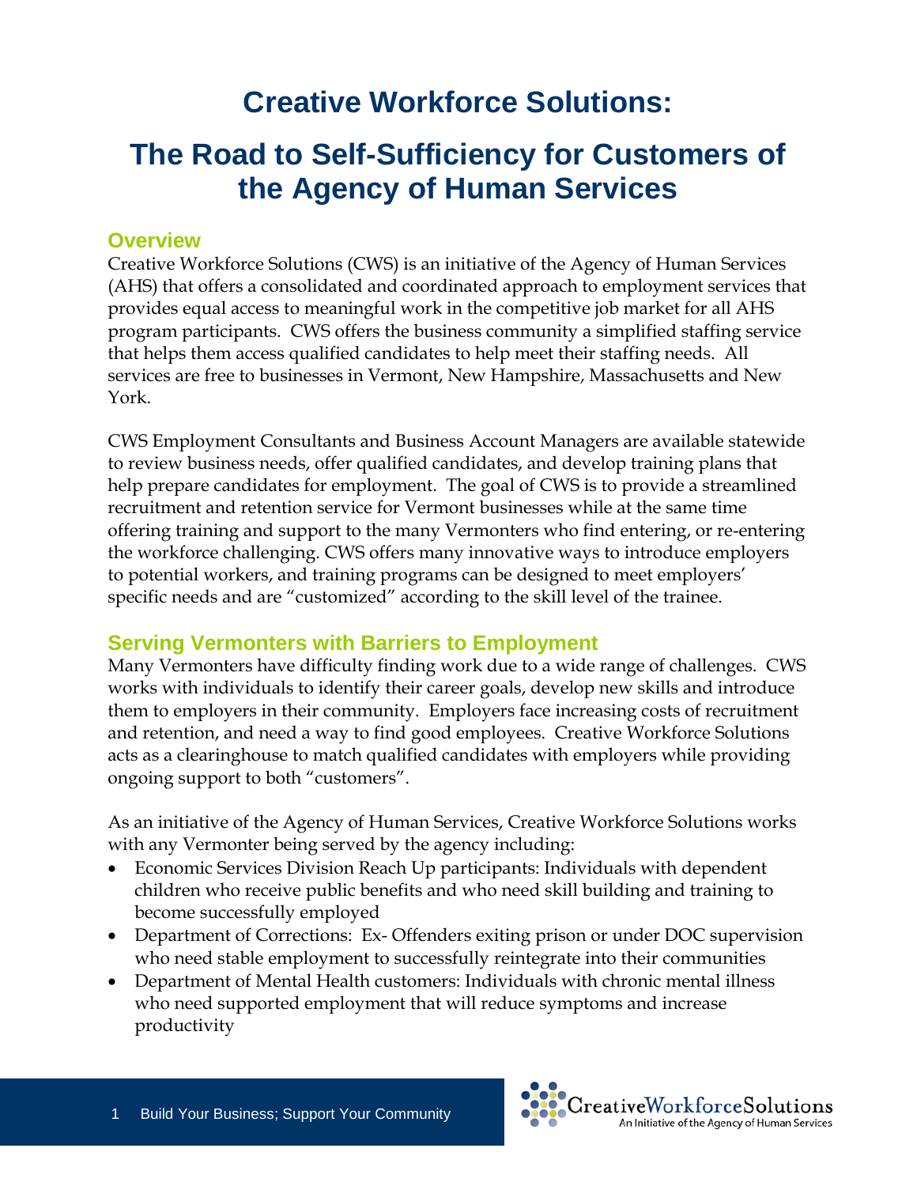# Creative Workforce Solutions:

# The Road to Self-Sufficiency for Customers of the Agency of Human Services

## Overview

Creative Workforce Solutions (CWS) is an initiative of the Agency of Human Services (AHS) that offers a consolidated and coordinated approach to employment services that provides equal access to meaningful work in the competitive job market for all AHS program participants. CWS offers the business community a simplified staffing service that helps them access qualified candidates to help meet their staffing needs. All services are free to businesses in Vermont, New Hampshire, Massachusetts and New York.

CWS Employment Consultants and Business Account Managers are available statewide to review business needs, offer qualified candidates, and develop training plans that help prepare candidates for employment. The goal of CWS is to provide a streamlined recruitment and retention service for Vermont businesses while at the same time offering training and support to the many Vermonters who find entering, or re-entering the workforce challenging. CWS offers many innovative ways to introduce employers to potential workers, and training programs can be designed to meet employers' specific needs and are "customized" according to the skill level of the trainee.

## Serving Vermonters with Barriers to Employment

Many Vermonters have difficulty finding work due to a wide range of challenges. CWS works with individuals to identify their career goals, develop new skills and introduce them to employers in their community. Employers face increasing costs of recruitment and retention, and need a way to find good employees. Creative Workforce Solutions acts as a clearinghouse to match qualified candidates with employers while providing ongoing support to both "customers".

As an initiative of the Agency of Human Services, Creative Workforce Solutions works with any Vermonter being served by the agency including:

- Economic Services Division Reach Up participants: Individuals with dependent children who receive public benefits and who need skill building and training to become successfully employed
- Department of Corrections: Ex- Offenders exiting prison or under DOC supervision who need stable employment to successfully reintegrate into their communities
- Department of Mental Health customers: Individuals with chronic mental illness who need supported employment that will reduce symptoms and increase productivity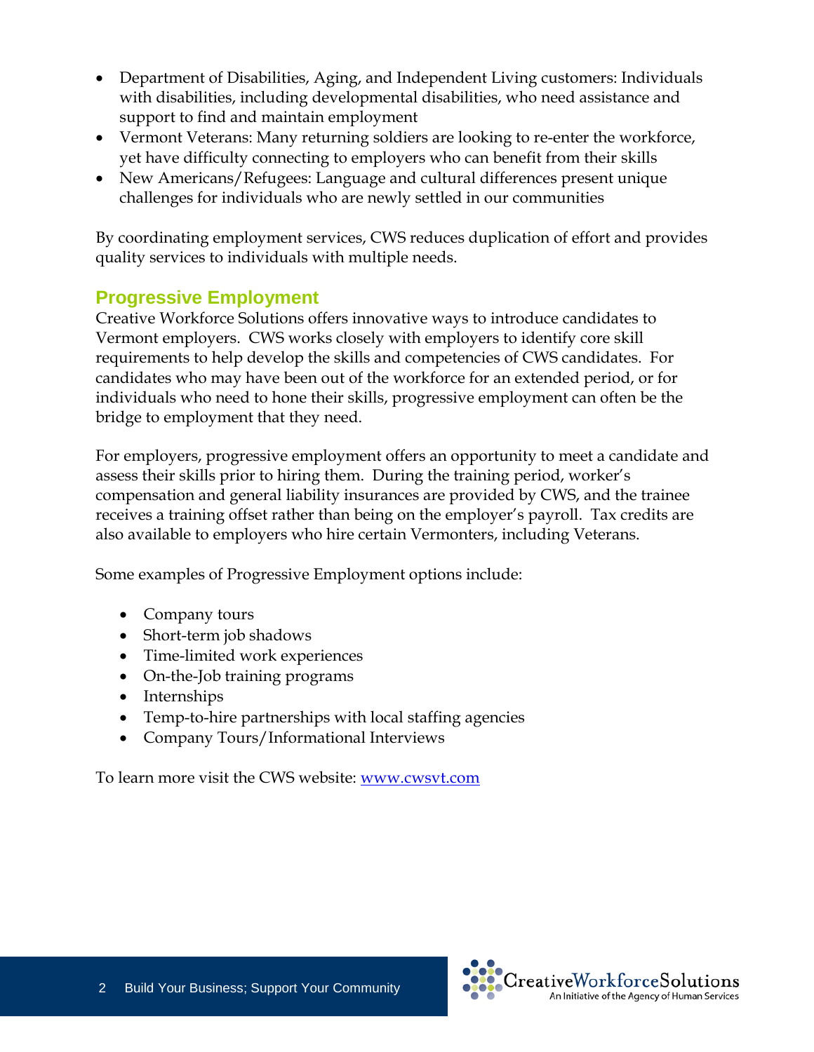- Department of Disabilities, Aging, and Independent Living customers: Individuals with disabilities, including developmental disabilities, who need assistance and support to find and maintain employment
- Vermont Veterans: Many returning soldiers are looking to re-enter the workforce, yet have difficulty connecting to employers who can benefit from their skills
- New Americans/Refugees: Language and cultural differences present unique challenges for individuals who are newly settled in our communities

By coordinating employment services, CWS reduces duplication of effort and provides quality services to individuals with multiple needs.

## Progressive Employment

Creative Workforce Solutions offers innovative ways to introduce candidates to Vermont employers. CWS works closely with employers to identify core skill requirements to help develop the skills and competencies of CWS candidates. For candidates who may have been out of the workforce for an extended period, or for individuals who need to hone their skills, progressive employment can often be the bridge to employment that they need.

For employers, progressive employment offers an opportunity to meet a candidate and assess their skills prior to hiring them. During the training period, worker's compensation and general liability insurances are provided by CWS, and the trainee receives a training offset rather than being on the employer's payroll. Tax credits are also available to employers who hire certain Vermonters, including Veterans.

Some examples of Progressive Employment options include:

- Company tours
- Short-term job shadows
- Time-limited work experiences
- On-the-Job training programs
- Internships
- Temp-to-hire partnerships with local staffing agencies
- Company Tours/Informational Interviews

To learn more visit the CWS website: www.cwsvt.com